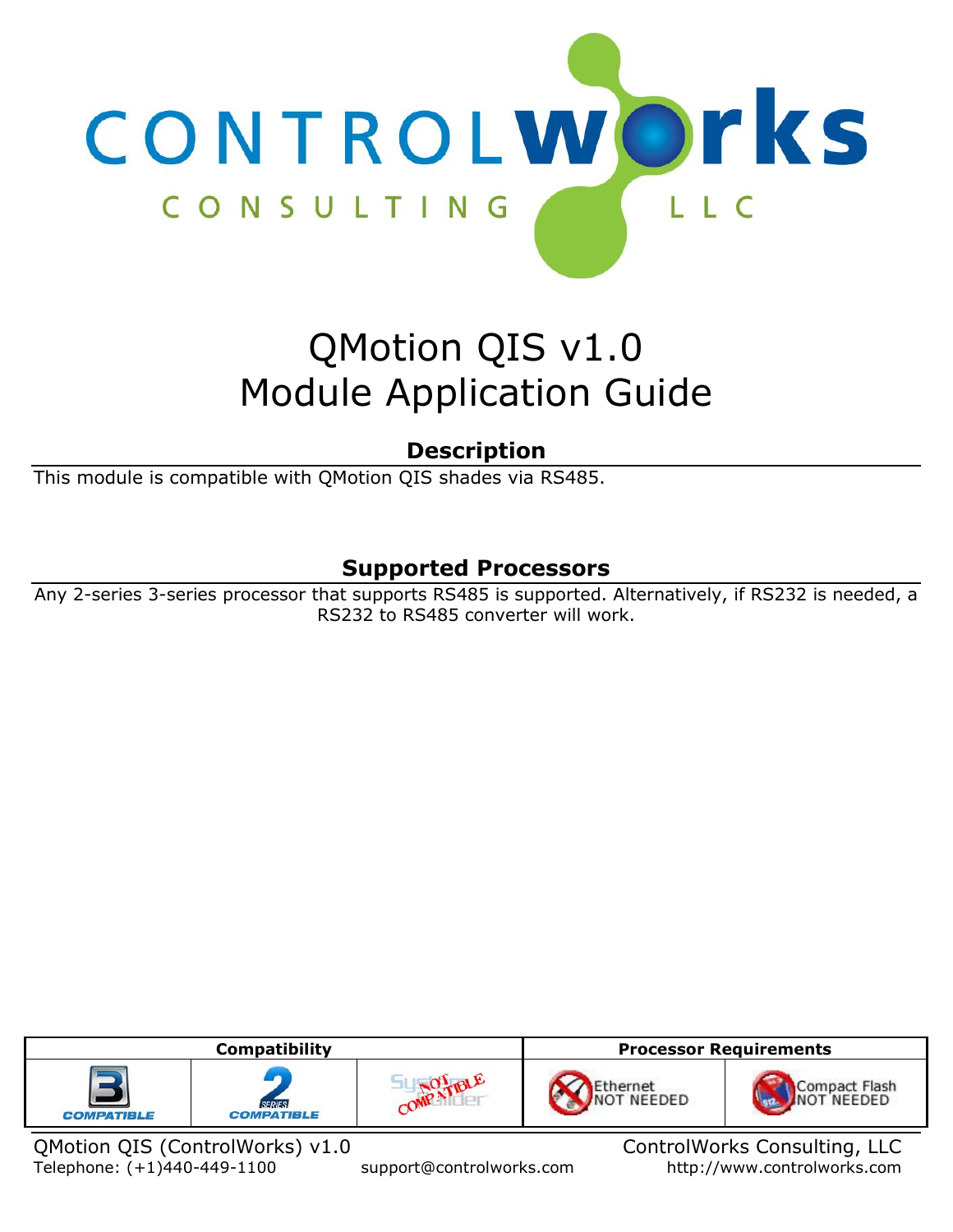# QMotion QIS v1.0
# Module Application Guide

## Description

This module is compatible with QMotion QIS shades via RS485.

## Supported Processors

Any 2-series 3-series processor that supports RS485 is supported. Alternatively, if RS232 is needed, a RS232 to RS485 converter will work.

| Compatibility | | | Processor Requirements | |
|---|---|---|---|---|
| 3 COMPATIBLE | 2 SERIES COMPATIBLE | SystemBuilder NOT COMPATIBLE | Ethernet NOT NEEDED | Compact Flash NOT NEEDED |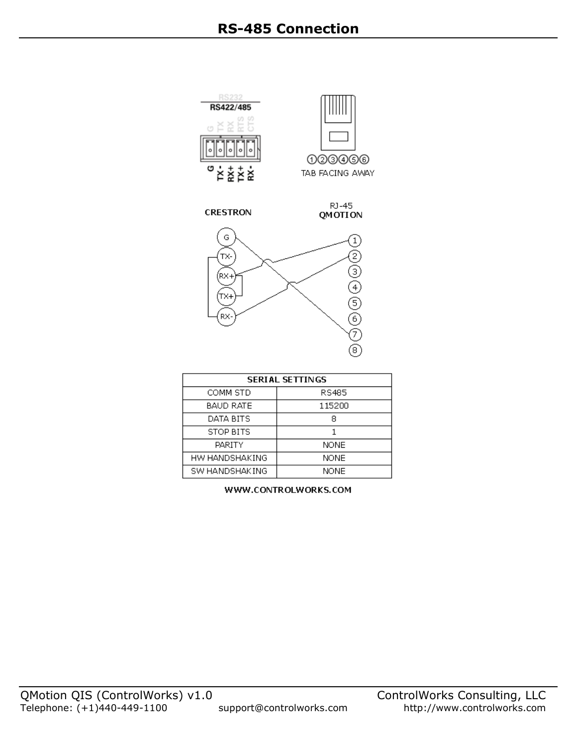# RS-485 Connection

RS232

RS422/485

G TX RX RTS CTS

G TX- RX+ TX+ RX-

①②③④⑤⑥

TAB FACING AWAY

CRESTRON

RJ-45
QMOTION

| SERIAL SETTINGS | |
|---|---|
| COMM STD | RS485 |
| BAUD RATE | 115200 |
| DATA BITS | 8 |
| STOP BITS | 1 |
| PARITY | NONE |
| HW HANDSHAKING | NONE |
| SW HANDSHAKING | NONE |

WWW.CONTROLWORKS.COM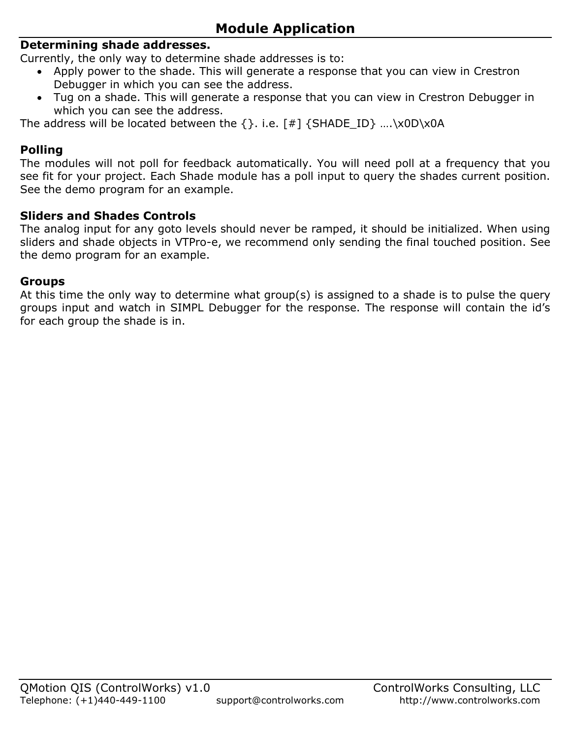# Module Application

### Determining shade addresses.

Currently, the only way to determine shade addresses is to:

- Apply power to the shade. This will generate a response that you can view in Crestron Debugger in which you can see the address.
- Tug on a shade. This will generate a response that you can view in Crestron Debugger in which you can see the address.

The address will be located between the {}. i.e. [#] {SHADE_ID} ….\x0D\x0A

### Polling

The modules will not poll for feedback automatically. You will need poll at a frequency that you see fit for your project. Each Shade module has a poll input to query the shades current position. See the demo program for an example.

### Sliders and Shades Controls

The analog input for any goto levels should never be ramped, it should be initialized. When using sliders and shade objects in VTPro-e, we recommend only sending the final touched position. See the demo program for an example.

### Groups

At this time the only way to determine what group(s) is assigned to a shade is to pulse the query groups input and watch in SIMPL Debugger for the response. The response will contain the id's for each group the shade is in.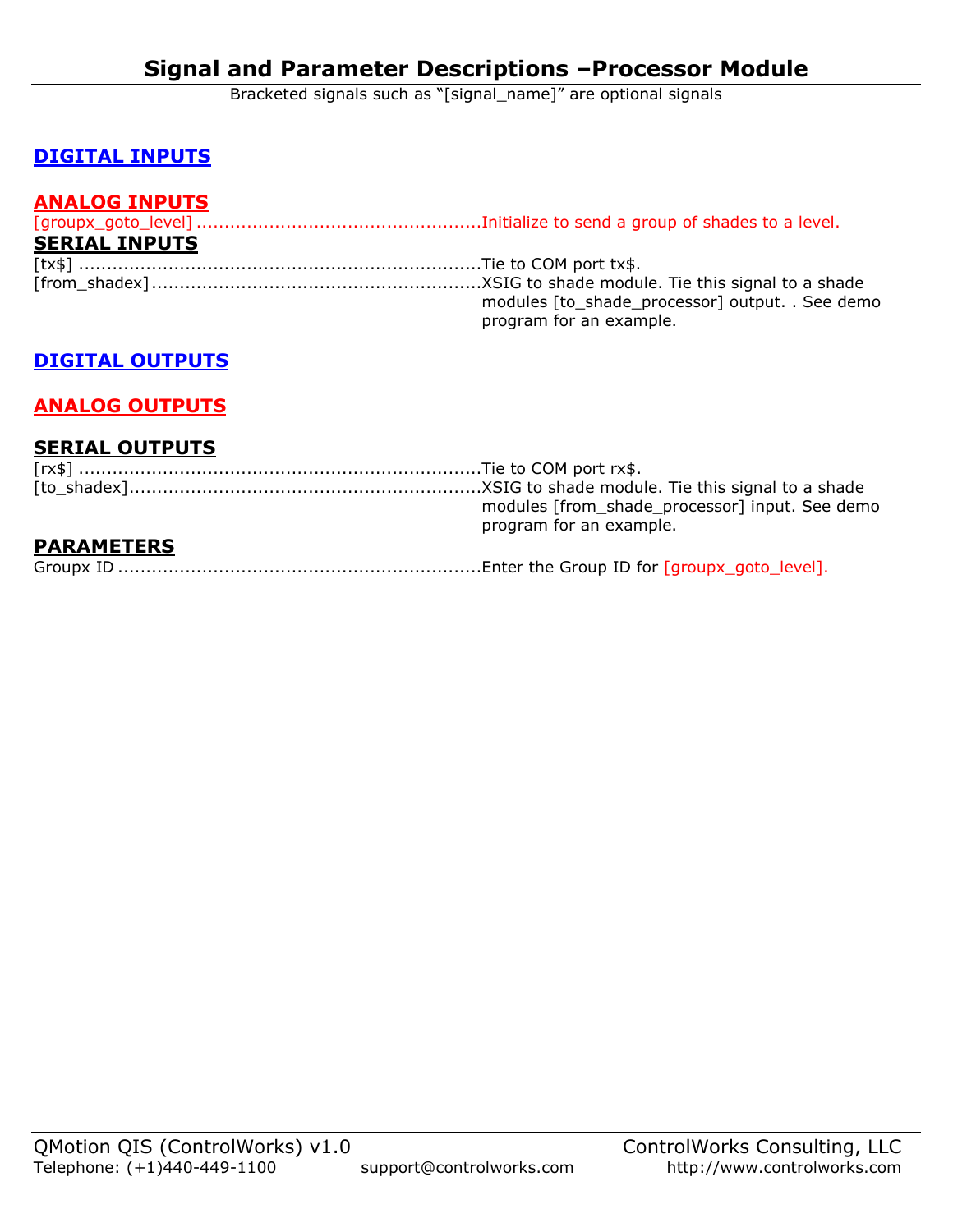# Signal and Parameter Descriptions –Processor Module

Bracketed signals such as "[signal_name]" are optional signals

## DIGITAL INPUTS

## ANALOG INPUTS

[groupx_goto_level] .................................................Initialize to send a group of shades to a level.

## SERIAL INPUTS

[tx$] ......................................................................Tie to COM port tx$.

[from_shadex]..........................................................XSIG to shade module. Tie this signal to a shade modules [to_shade_processor] output. . See demo program for an example.

## DIGITAL OUTPUTS

## ANALOG OUTPUTS

## SERIAL OUTPUTS

[rx$] .......................................................................Tie to COM port rx$.

[to_shadex]..............................................................XSIG to shade module. Tie this signal to a shade modules [from_shade_processor] input. See demo program for an example.

## PARAMETERS

Groupx ID ................................................................Enter the Group ID for [groupx_goto_level].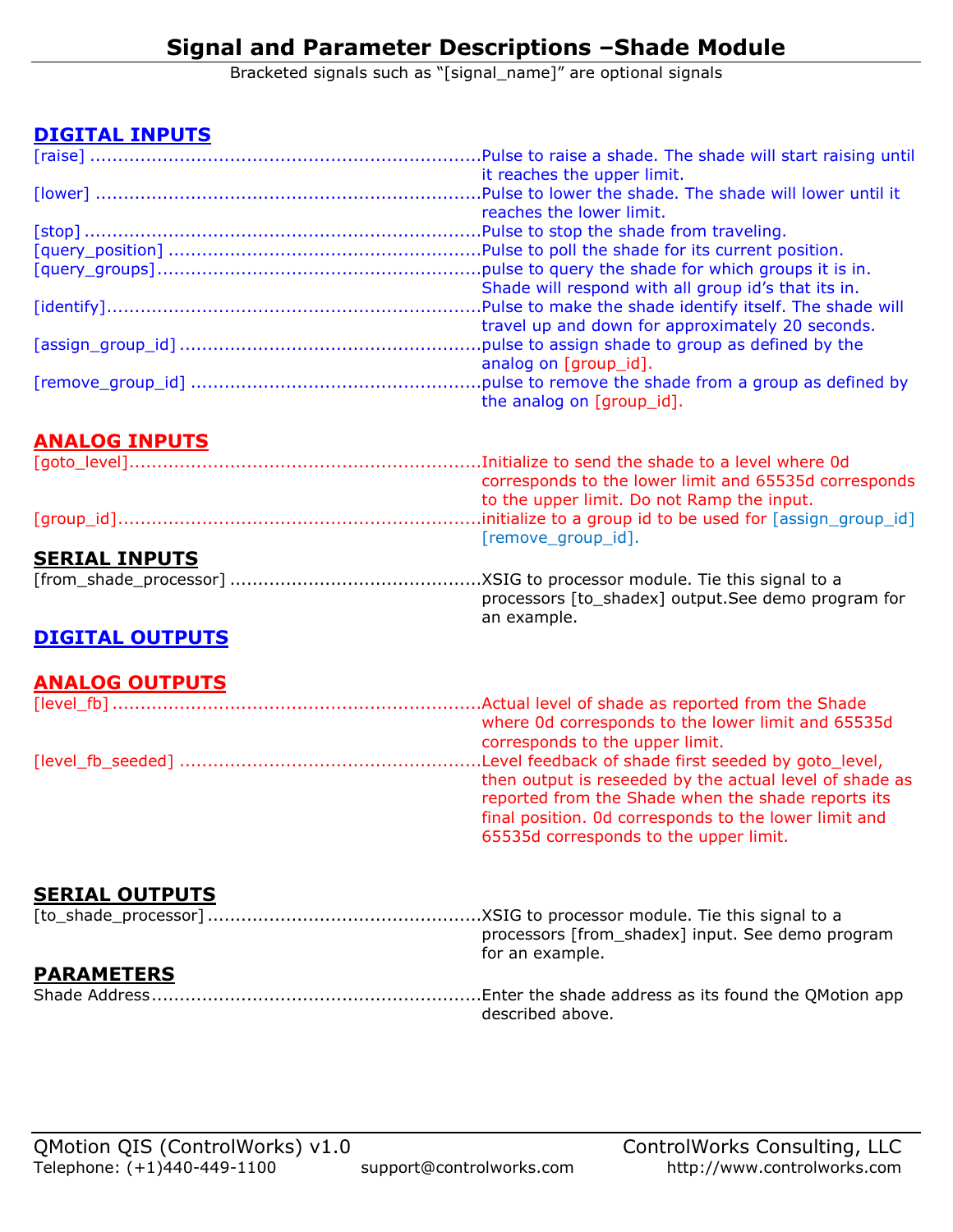# Signal and Parameter Descriptions –Shade Module

Bracketed signals such as "[signal_name]" are optional signals

## DIGITAL INPUTS

[raise] ......................................................................Pulse to raise a shade. The shade will start raising until it reaches the upper limit.

[lower] ......................................................................Pulse to lower the shade. The shade will lower until it reaches the lower limit.

[stop] ......................................................................Pulse to stop the shade from traveling.

[query_position] ..........................................................Pulse to poll the shade for its current position.

[query_groups]............................................................pulse to query the shade for which groups it is in. Shade will respond with all group id's that its in.

[identify]......................................................................Pulse to make the shade identify itself. The shade will travel up and down for approximately 20 seconds.

[assign_group_id] ......................................................pulse to assign shade to group as defined by the analog on [group_id].

[remove_group_id] .....................................................pulse to remove the shade from a group as defined by the analog on [group_id].

## ANALOG INPUTS

[goto_level]..................................................................Initialize to send the shade to a level where 0d corresponds to the lower limit and 65535d corresponds to the upper limit. Do not Ramp the input.

[group_id]....................................................................initialize to a group id to be used for [assign_group_id] [remove_group_id].

## SERIAL INPUTS

[from_shade_processor] .............................................XSIG to processor module. Tie this signal to a processors [to_shadex] output.See demo program for an example.

## DIGITAL OUTPUTS

## ANALOG OUTPUTS

[level_fb] ....................................................................Actual level of shade as reported from the Shade where 0d corresponds to the lower limit and 65535d corresponds to the upper limit.

[level_fb_seeded] .......................................................Level feedback of shade first seeded by goto_level, then output is reseeded by the actual level of shade as reported from the Shade when the shade reports its final position. 0d corresponds to the lower limit and 65535d corresponds to the upper limit.

## SERIAL OUTPUTS

[to_shade_processor] .................................................XSIG to processor module. Tie this signal to a processors [from_shadex] input. See demo program for an example.

## PARAMETERS

Shade Address..............................................................Enter the shade address as its found the QMotion app described above.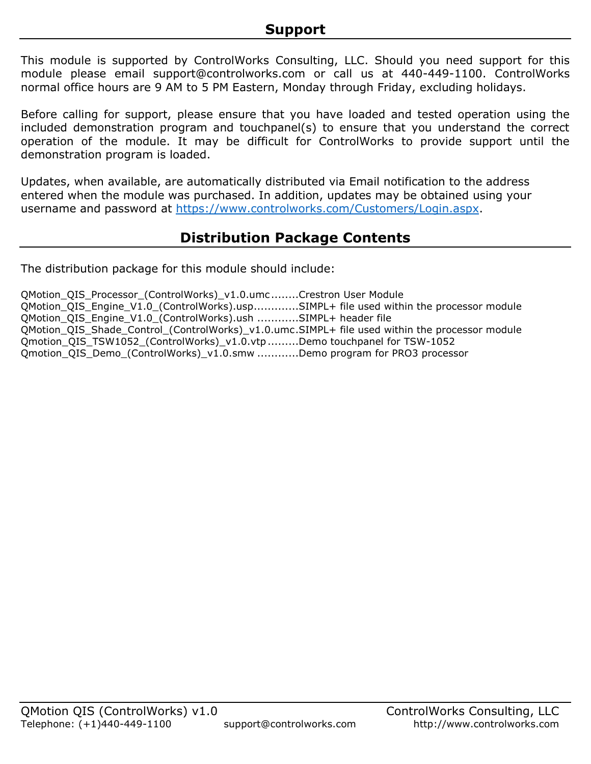## Support

This module is supported by ControlWorks Consulting, LLC. Should you need support for this module please email support@controlworks.com or call us at 440-449-1100. ControlWorks normal office hours are 9 AM to 5 PM Eastern, Monday through Friday, excluding holidays.

Before calling for support, please ensure that you have loaded and tested operation using the included demonstration program and touchpanel(s) to ensure that you understand the correct operation of the module. It may be difficult for ControlWorks to provide support until the demonstration program is loaded.

Updates, when available, are automatically distributed via Email notification to the address entered when the module was purchased. In addition, updates may be obtained using your username and password at [https://www.controlworks.com/Customers/Login.aspx](https://www.controlworks.com/Customers/Login.aspx).

## Distribution Package Contents

The distribution package for this module should include:

QMotion_QIS_Processor_(ControlWorks)_v1.0.umc ........Crestron User Module
QMotion_QIS_Engine_V1.0_(ControlWorks).usp............SIMPL+ file used within the processor module
QMotion_QIS_Engine_V1.0_(ControlWorks).ush ...........SIMPL+ header file
QMotion_QIS_Shade_Control_(ControlWorks)_v1.0.umc.SIMPL+ file used within the processor module
Qmotion_QIS_TSW1052_(ControlWorks)_v1.0.vtp .........Demo touchpanel for TSW-1052
Qmotion_QIS_Demo_(ControlWorks)_v1.0.smw ...........Demo program for PRO3 processor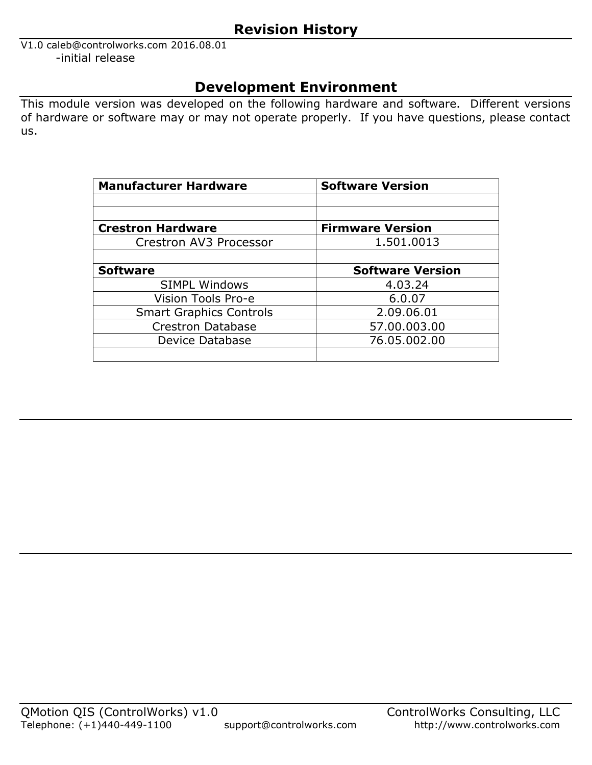## Revision History

V1.0 caleb@controlworks.com 2016.08.01

-initial release

## Development Environment

This module version was developed on the following hardware and software. Different versions of hardware or software may or may not operate properly. If you have questions, please contact us.

| **Manufacturer Hardware** | **Software Version** |
|---|---|
| | |
| | |
| **Crestron Hardware** | **Firmware Version** |
| Crestron AV3 Processor | 1.501.0013 |
| | |
| **Software** | **Software Version** |
| SIMPL Windows | 4.03.24 |
| Vision Tools Pro-e | 6.0.07 |
| Smart Graphics Controls | 2.09.06.01 |
| Crestron Database | 57.00.003.00 |
| Device Database | 76.05.002.00 |
| | |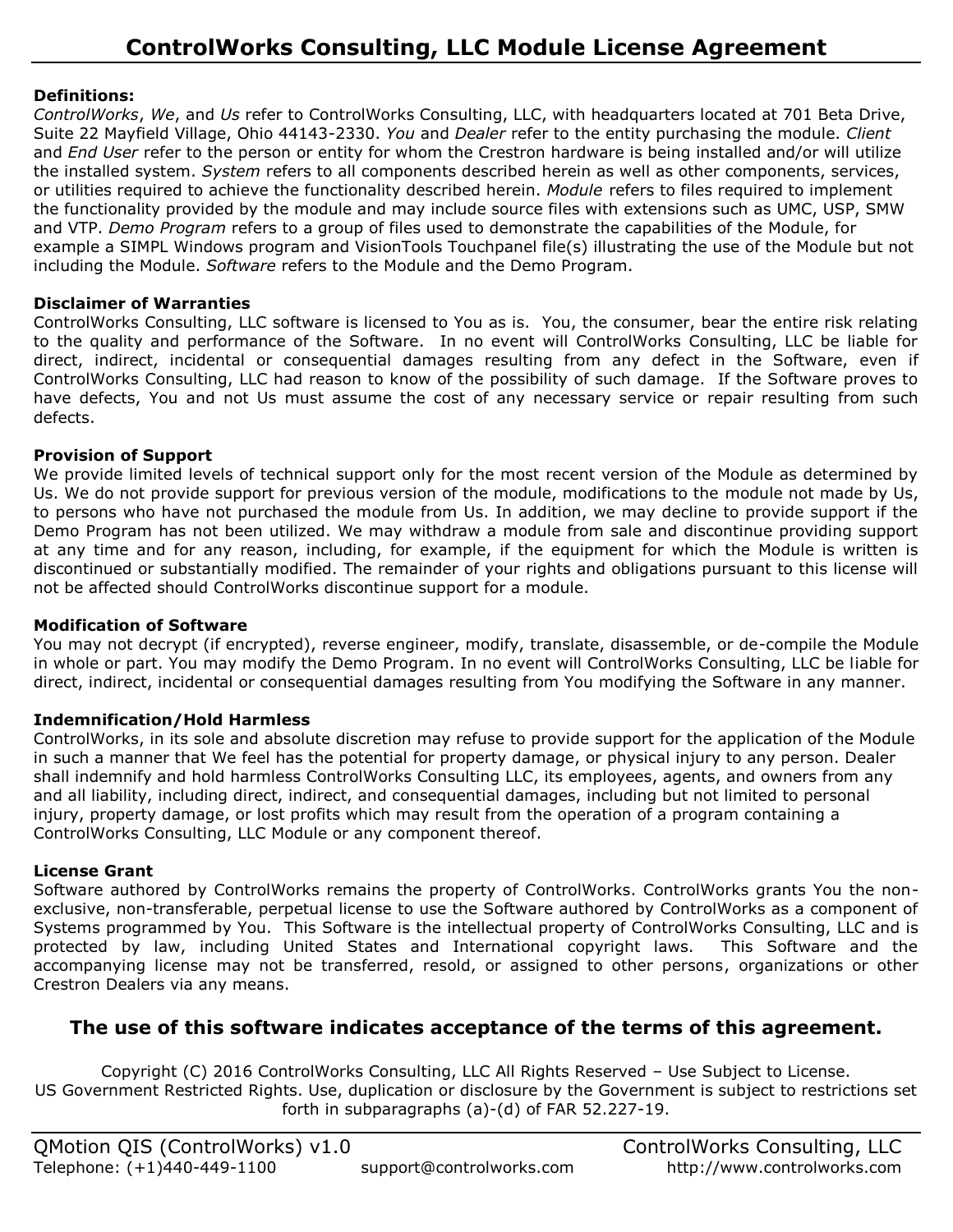# ControlWorks Consulting, LLC Module License Agreement

**Definitions:**
*ControlWorks*, *We*, and *Us* refer to ControlWorks Consulting, LLC, with headquarters located at 701 Beta Drive, Suite 22 Mayfield Village, Ohio 44143-2330. *You* and *Dealer* refer to the entity purchasing the module. *Client* and *End User* refer to the person or entity for whom the Crestron hardware is being installed and/or will utilize the installed system. *System* refers to all components described herein as well as other components, services, or utilities required to achieve the functionality described herein. *Module* refers to files required to implement the functionality provided by the module and may include source files with extensions such as UMC, USP, SMW and VTP. *Demo Program* refers to a group of files used to demonstrate the capabilities of the Module, for example a SIMPL Windows program and VisionTools Touchpanel file(s) illustrating the use of the Module but not including the Module. *Software* refers to the Module and the Demo Program.

**Disclaimer of Warranties**
ControlWorks Consulting, LLC software is licensed to You as is. You, the consumer, bear the entire risk relating to the quality and performance of the Software. In no event will ControlWorks Consulting, LLC be liable for direct, indirect, incidental or consequential damages resulting from any defect in the Software, even if ControlWorks Consulting, LLC had reason to know of the possibility of such damage. If the Software proves to have defects, You and not Us must assume the cost of any necessary service or repair resulting from such defects.

**Provision of Support**
We provide limited levels of technical support only for the most recent version of the Module as determined by Us. We do not provide support for previous version of the module, modifications to the module not made by Us, to persons who have not purchased the module from Us. In addition, we may decline to provide support if the Demo Program has not been utilized. We may withdraw a module from sale and discontinue providing support at any time and for any reason, including, for example, if the equipment for which the Module is written is discontinued or substantially modified. The remainder of your rights and obligations pursuant to this license will not be affected should ControlWorks discontinue support for a module.

**Modification of Software**
You may not decrypt (if encrypted), reverse engineer, modify, translate, disassemble, or de-compile the Module in whole or part. You may modify the Demo Program. In no event will ControlWorks Consulting, LLC be liable for direct, indirect, incidental or consequential damages resulting from You modifying the Software in any manner.

**Indemnification/Hold Harmless**
ControlWorks, in its sole and absolute discretion may refuse to provide support for the application of the Module in such a manner that We feel has the potential for property damage, or physical injury to any person. Dealer shall indemnify and hold harmless ControlWorks Consulting LLC, its employees, agents, and owners from any and all liability, including direct, indirect, and consequential damages, including but not limited to personal injury, property damage, or lost profits which may result from the operation of a program containing a ControlWorks Consulting, LLC Module or any component thereof.

**License Grant**
Software authored by ControlWorks remains the property of ControlWorks. ControlWorks grants You the non-exclusive, non-transferable, perpetual license to use the Software authored by ControlWorks as a component of Systems programmed by You. This Software is the intellectual property of ControlWorks Consulting, LLC and is protected by law, including United States and International copyright laws. This Software and the accompanying license may not be transferred, resold, or assigned to other persons, organizations or other Crestron Dealers via any means.

## The use of this software indicates acceptance of the terms of this agreement.

Copyright (C) 2016 ControlWorks Consulting, LLC All Rights Reserved – Use Subject to License.
US Government Restricted Rights. Use, duplication or disclosure by the Government is subject to restrictions set forth in subparagraphs (a)-(d) of FAR 52.227-19.